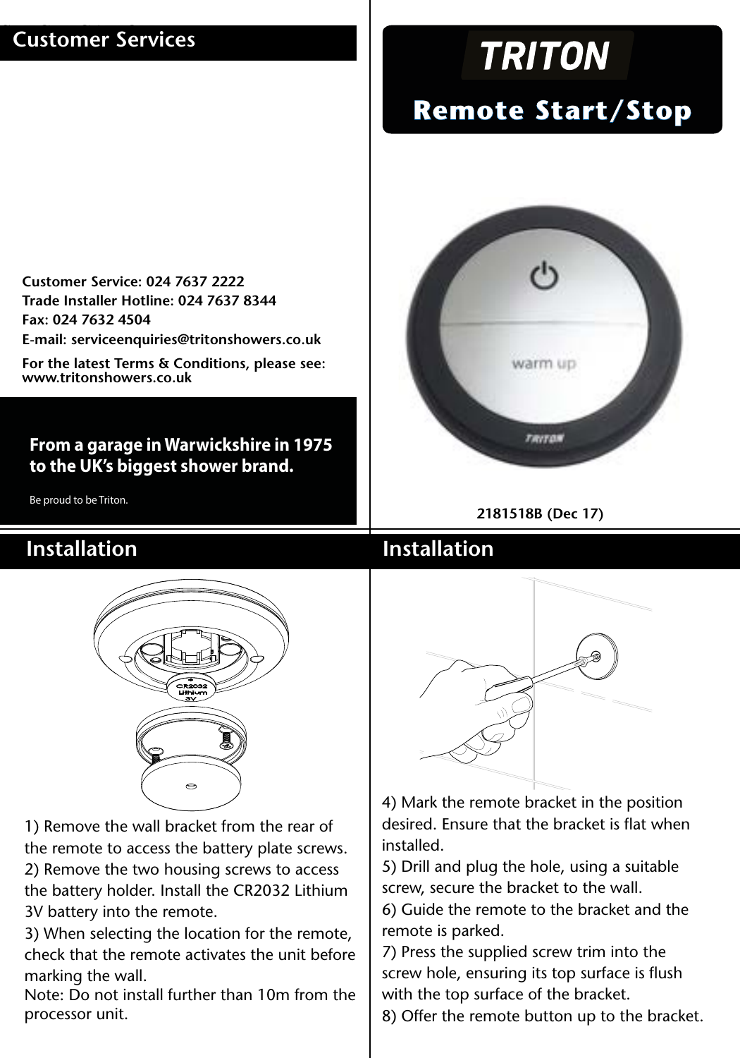## Customer Services

**Customer Service: 024 7637 2222**
**Trade Installer Hotline: 024 7637 8344**
**Fax: 024 7632 4504**
**E-mail: serviceenquiries@tritonshowers.co.uk**

**For the latest Terms & Conditions, please see: www.tritonshowers.co.uk**

**From a garage in Warwickshire in 1975 to the UK's biggest shower brand.**

Be proud to be Triton.

# TRITON

# Remote Start/Stop

**2181518B (Dec 17)**

## Installation

1) Remove the wall bracket from the rear of the remote to access the battery plate screws.
2) Remove the two housing screws to access the battery holder. Install the CR2032 Lithium 3V battery into the remote.
3) When selecting the location for the remote, check that the remote activates the unit before marking the wall.
Note: Do not install further than 10m from the processor unit.

## Installation

4) Mark the remote bracket in the position desired. Ensure that the bracket is flat when installed.
5) Drill and plug the hole, using a suitable screw, secure the bracket to the wall.
6) Guide the remote to the bracket and the remote is parked.
7) Press the supplied screw trim into the screw hole, ensuring its top surface is flush with the top surface of the bracket.
8) Offer the remote button up to the bracket.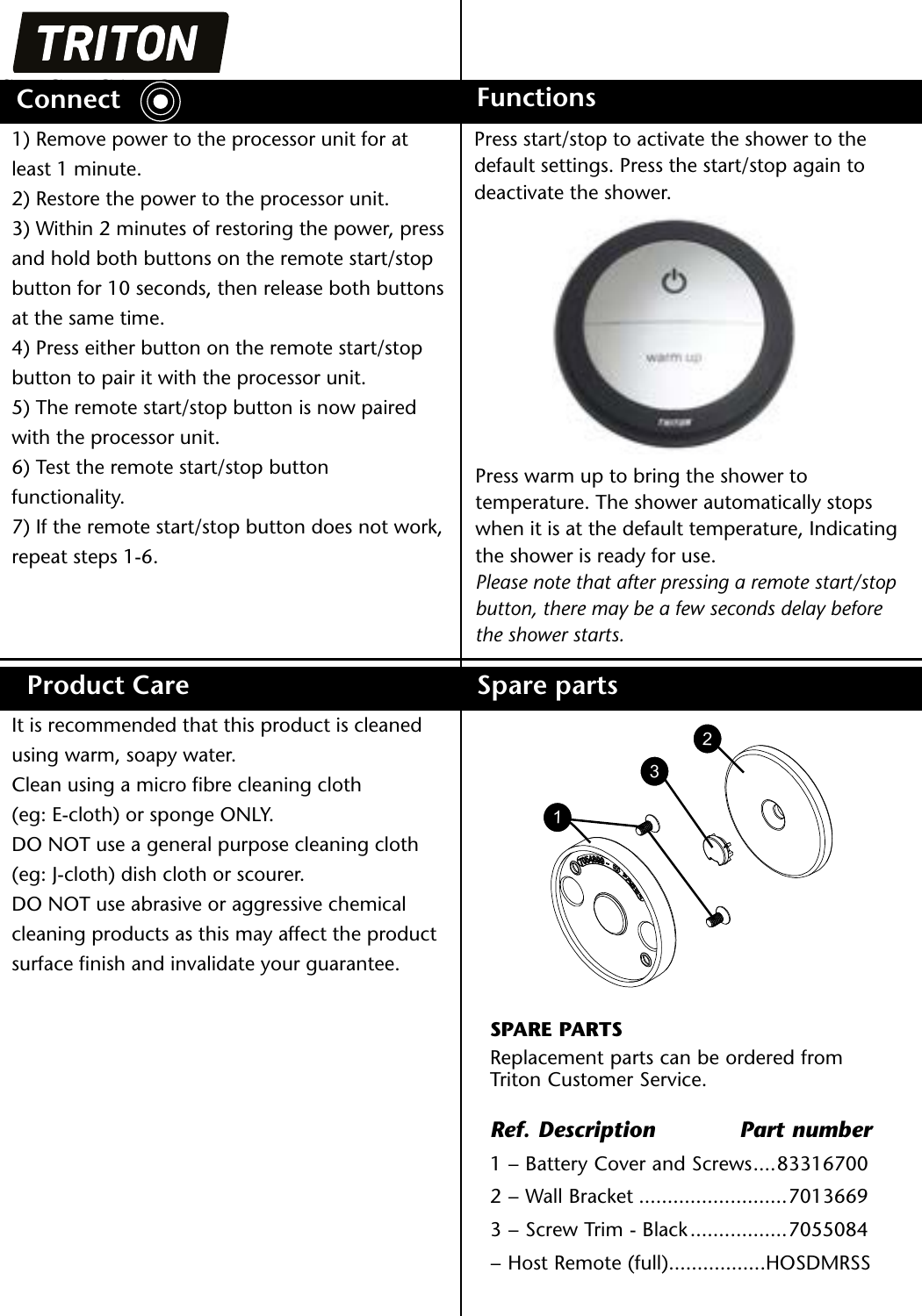## Connect

1) Remove power to the processor unit for at least 1 minute.
2) Restore the power to the processor unit.
3) Within 2 minutes of restoring the power, press and hold both buttons on the remote start/stop button for 10 seconds, then release both buttons at the same time.
4) Press either button on the remote start/stop button to pair it with the processor unit.
5) The remote start/stop button is now paired with the processor unit.
6) Test the remote start/stop button functionality.
7) If the remote start/stop button does not work, repeat steps 1-6.

## Functions

Press start/stop to activate the shower to the default settings. Press the start/stop again to deactivate the shower.

Press warm up to bring the shower to temperature. The shower automatically stops when it is at the default temperature, Indicating the shower is ready for use.

*Please note that after pressing a remote start/stop button, there may be a few seconds delay before the shower starts.*

## Product Care

It is recommended that this product is cleaned using warm, soapy water.
Clean using a micro fibre cleaning cloth (eg: E-cloth) or sponge ONLY.
DO NOT use a general purpose cleaning cloth (eg: J-cloth) dish cloth or scourer.
DO NOT use abrasive or aggressive chemical cleaning products as this may affect the product surface finish and invalidate your guarantee.

## Spare parts

**SPARE PARTS**

Replacement parts can be ordered from Triton Customer Service.

***Ref. Description*** ***Part number***

1 – Battery Cover and Screws....83316700
2 – Wall Bracket ..........................7013669
3 – Screw Trim - Black.................7055084
– Host Remote (full).................HOSDMRSS